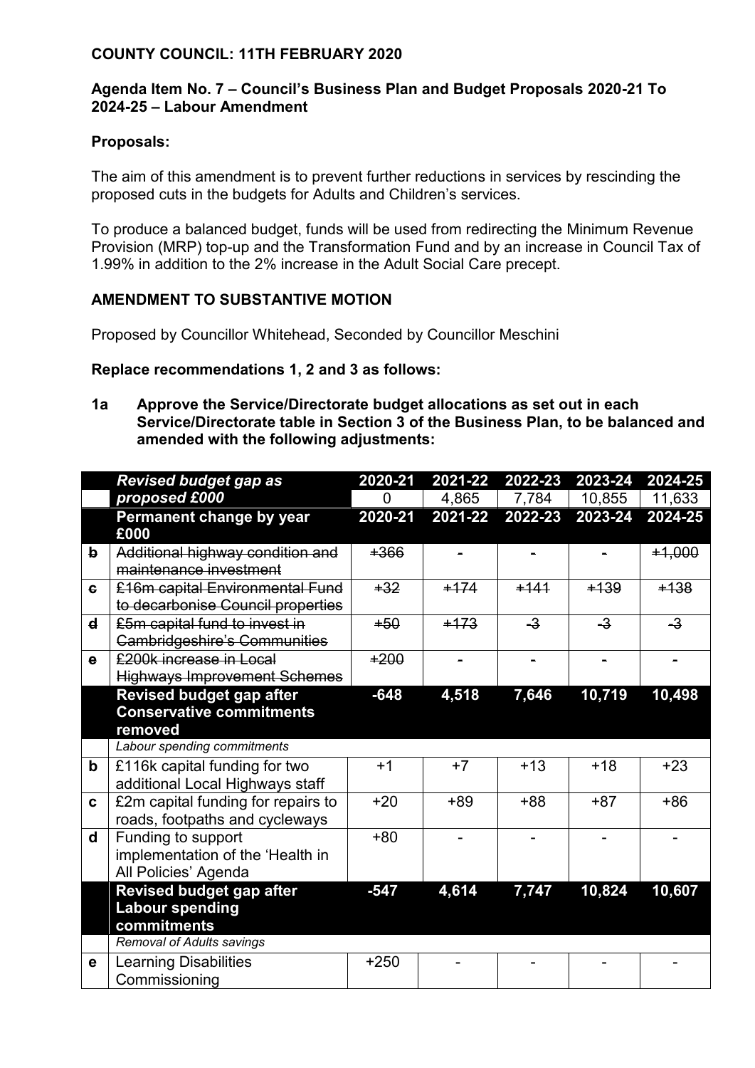**COUNTY COUNCIL: 11TH FEBRUARY 2020**

**Agenda Item No. 7 – Council's Business Plan and Budget Proposals 2020-21 To 2024-25 – Labour Amendment**

**Proposals:**

The aim of this amendment is to prevent further reductions in services by rescinding the proposed cuts in the budgets for Adults and Children's services.

To produce a balanced budget, funds will be used from redirecting the Minimum Revenue Provision (MRP) top-up and the Transformation Fund and by an increase in Council Tax of 1.99% in addition to the 2% increase in the Adult Social Care precept.

**AMENDMENT TO SUBSTANTIVE MOTION**

Proposed by Councillor Whitehead, Seconded by Councillor Meschini

**Replace recommendations 1, 2 and 3 as follows:**

**1a Approve the Service/Directorate budget allocations as set out in each Service/Directorate table in Section 3 of the Business Plan, to be balanced and amended with the following adjustments:**

| | ***Revised budget gap as proposed £000*** | **2020-21** | **2021-22** | **2022-23** | **2023-24** | **2024-25** |
|---|---|---|---|---|---|---|
| | | 0 | 4,865 | 7,784 | 10,855 | 11,633 |
| | **Permanent change by year £000** | **2020-21** | **2021-22** | **2022-23** | **2023-24** | **2024-25** |
| ~~b~~ | ~~Additional highway condition and maintenance investment~~ | ~~+366~~ | ~~-~~ | ~~-~~ | ~~-~~ | ~~+1,000~~ |
| ~~c~~ | ~~£16m capital Environmental Fund to decarbonise Council properties~~ | ~~+32~~ | ~~+174~~ | ~~+141~~ | ~~+139~~ | ~~+138~~ |
| ~~d~~ | ~~£5m capital fund to invest in Cambridgeshire's Communities~~ | ~~+50~~ | ~~+173~~ | ~~-3~~ | ~~-3~~ | ~~-3~~ |
| ~~e~~ | ~~£200k increase in Local Highways Improvement Schemes~~ | ~~+200~~ | ~~-~~ | ~~-~~ | ~~-~~ | ~~-~~ |
| | **Revised budget gap after Conservative commitments removed** | **-648** | **4,518** | **7,646** | **10,719** | **10,498** |
| | *Labour spending commitments* | | | | | |
| **b** | £116k capital funding for two additional Local Highways staff | +1 | +7 | +13 | +18 | +23 |
| **c** | £2m capital funding for repairs to roads, footpaths and cycleways | +20 | +89 | +88 | +87 | +86 |
| **d** | Funding to support implementation of the 'Health in All Policies' Agenda | +80 | - | - | - | - |
| | **Revised budget gap after Labour spending commitments** | **-547** | **4,614** | **7,747** | **10,824** | **10,607** |
| | *Removal of Adults savings* | | | | | |
| **e** | Learning Disabilities Commissioning | +250 | - | - | - | - |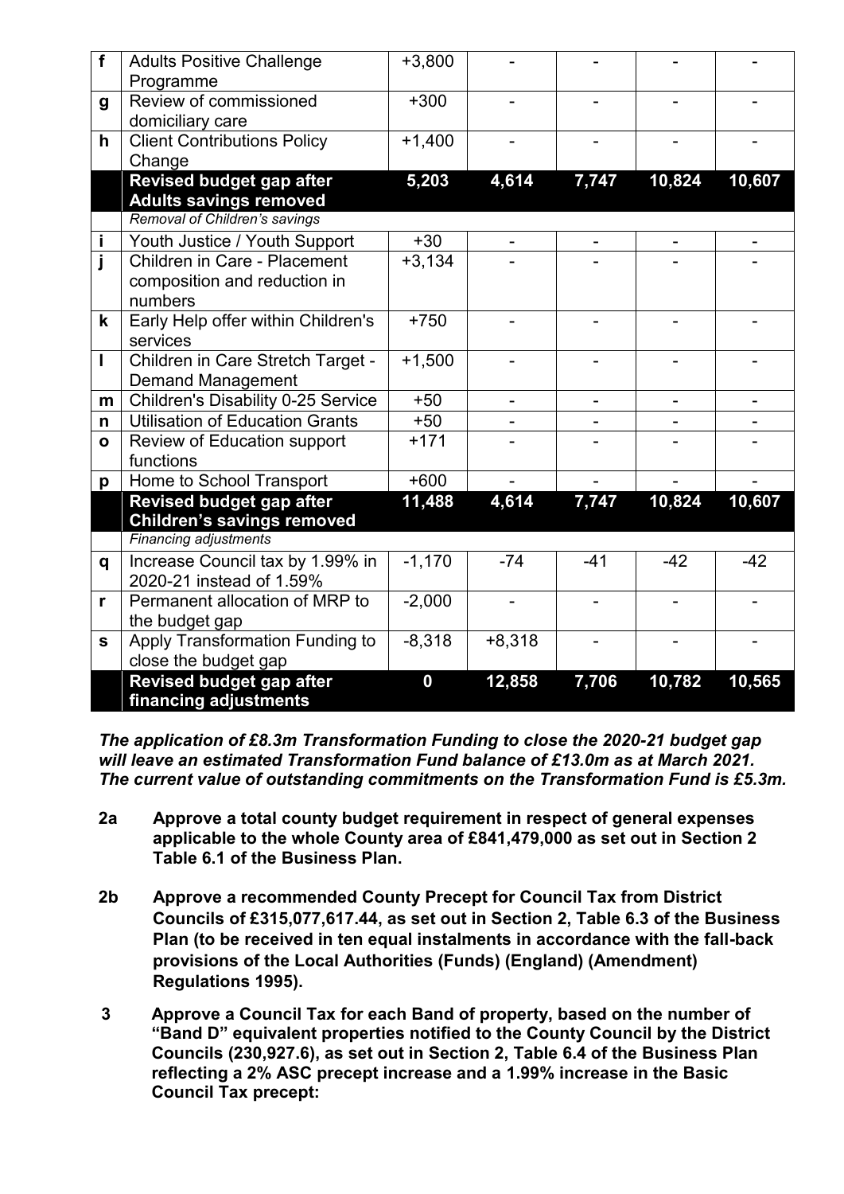| | | | | | | |
|---|---|---|---|---|---|---|
| f | Adults Positive Challenge Programme | +3,800 | - | - | - | - |
| g | Review of commissioned domiciliary care | +300 | - | - | - | - |
| h | Client Contributions Policy Change | +1,400 | - | - | - | - |
| | **Revised budget gap after Adults savings removed** | **5,203** | **4,614** | **7,747** | **10,824** | **10,607** |
| | *Removal of Children's savings* | | | | | |
| i | Youth Justice / Youth Support | +30 | - | - | - | - |
| j | Children in Care - Placement composition and reduction in numbers | +3,134 | - | - | - | - |
| k | Early Help offer within Children's services | +750 | - | - | - | - |
| l | Children in Care Stretch Target - Demand Management | +1,500 | - | - | - | - |
| m | Children's Disability 0-25 Service | +50 | - | - | - | - |
| n | Utilisation of Education Grants | +50 | - | - | - | - |
| o | Review of Education support functions | +171 | - | - | - | - |
| p | Home to School Transport | +600 | - | - | - | - |
| | **Revised budget gap after Children's savings removed** | **11,488** | **4,614** | **7,747** | **10,824** | **10,607** |
| | *Financing adjustments* | | | | | |
| q | Increase Council tax by 1.99% in 2020-21 instead of 1.59% | -1,170 | -74 | -41 | -42 | -42 |
| r | Permanent allocation of MRP to the budget gap | -2,000 | - | - | - | - |
| s | Apply Transformation Funding to close the budget gap | -8,318 | +8,318 | - | - | - |
| | **Revised budget gap after financing adjustments** | **0** | **12,858** | **7,706** | **10,782** | **10,565** |

***The application of £8.3m Transformation Funding to close the 2020-21 budget gap will leave an estimated Transformation Fund balance of £13.0m as at March 2021. The current value of outstanding commitments on the Transformation Fund is £5.3m.***

**2a Approve a total county budget requirement in respect of general expenses applicable to the whole County area of £841,479,000 as set out in Section 2 Table 6.1 of the Business Plan.**

**2b Approve a recommended County Precept for Council Tax from District Councils of £315,077,617.44, as set out in Section 2, Table 6.3 of the Business Plan (to be received in ten equal instalments in accordance with the fall-back provisions of the Local Authorities (Funds) (England) (Amendment) Regulations 1995).**

**3 Approve a Council Tax for each Band of property, based on the number of "Band D" equivalent properties notified to the County Council by the District Councils (230,927.6), as set out in Section 2, Table 6.4 of the Business Plan reflecting a 2% ASC precept increase and a 1.99% increase in the Basic Council Tax precept:**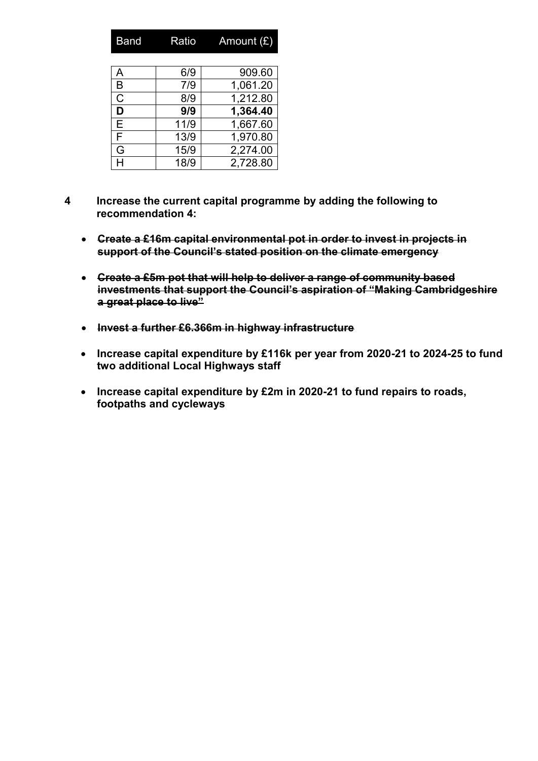| Band | Ratio | Amount (£) |
|---|---|---|
| A | 6/9 | 909.60 |
| B | 7/9 | 1,061.20 |
| C | 8/9 | 1,212.80 |
| **D** | **9/9** | **1,364.40** |
| E | 11/9 | 1,667.60 |
| F | 13/9 | 1,970.80 |
| G | 15/9 | 2,274.00 |
| H | 18/9 | 2,728.80 |

**4 Increase the current capital programme by adding the following to recommendation 4:**

- ~~**Create a £16m capital environmental pot in order to invest in projects in support of the Council's stated position on the climate emergency**~~
- ~~**Create a £5m pot that will help to deliver a range of community based investments that support the Council's aspiration of "Making Cambridgeshire a great place to live"**~~
- ~~**Invest a further £6.366m in highway infrastructure**~~
- **Increase capital expenditure by £116k per year from 2020-21 to 2024-25 to fund two additional Local Highways staff**
- **Increase capital expenditure by £2m in 2020-21 to fund repairs to roads, footpaths and cycleways**